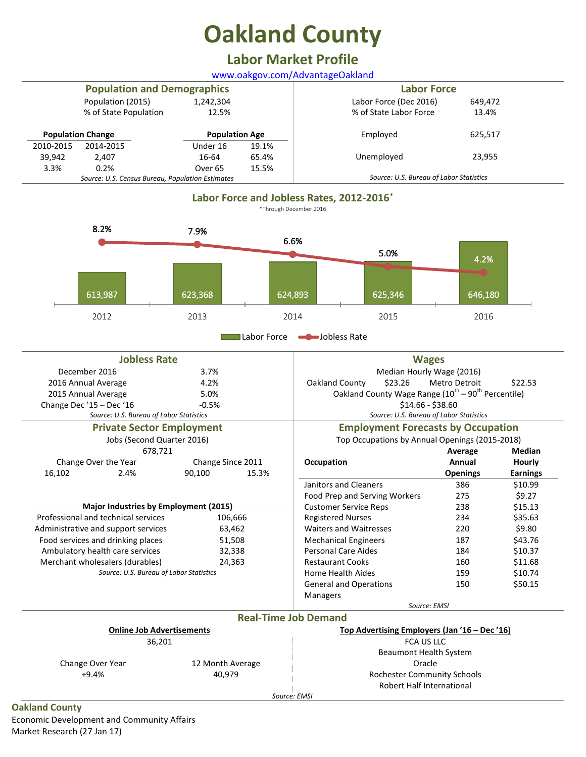# Oakland County

## Labor Market Profile

www.oakgov.com/AdvantageOakland

### Population and Demographics

| | |
|---|---|
| Population (2015) | 1,242,304 |
| % of State Population | 12.5% |

**Population Change**

| 2010-2015 | 2014-2015 |
|---|---|
| 39,942 | 2,407 |
| 3.3% | 0.2% |

**Population Age**

| | |
|---|---|
| Under 16 | 19.1% |
| 16-64 | 65.4% |
| Over 65 | 15.5% |

*Source: U.S. Census Bureau, Population Estimates*

### Labor Force

| | |
|---|---|
| Labor Force (Dec 2016) | 649,472 |
| % of State Labor Force | 13.4% |
| Employed | 625,517 |
| Unemployed | 23,955 |

*Source: U.S. Bureau of Labor Statistics*

### Labor Force and Jobless Rates, 2012-2016*

*Through December 2016

| Year | Labor Force | Jobless Rate |
|---|---|---|
| 2012 | 613,987 | 8.2% |
| 2013 | 623,368 | 7.9% |
| 2014 | 624,893 | 6.6% |
| 2015 | 625,346 | 5.0% |
| 2016 | 646,180 | 4.2% |

### Jobless Rate

| | |
|---|---|
| December 2016 | 3.7% |
| 2016 Annual Average | 4.2% |
| 2015 Annual Average | 5.0% |
| Change Dec '15 – Dec '16 | -0.5% |

*Source: U.S. Bureau of Labor Statistics*

### Wages

Median Hourly Wage (2016)

| | | | |
|---|---|---|---|
| Oakland County | $23.26 | Metro Detroit | $22.53 |

Oakland County Wage Range (10th – 90th Percentile)

$14.66 - $38.60

*Source: U.S. Bureau of Labor Statistics*

### Private Sector Employment

Jobs (Second Quarter 2016)

678,721

| Change Over the Year | | Change Since 2011 | |
|---|---|---|---|
| 16,102 | 2.4% | 90,100 | 15.3% |

**Major Industries by Employment (2015)**

| | |
|---|---|
| Professional and technical services | 106,666 |
| Administrative and support services | 63,462 |
| Food services and drinking places | 51,508 |
| Ambulatory health care services | 32,338 |
| Merchant wholesalers (durables) | 24,363 |

*Source: U.S. Bureau of Labor Statistics*

### Employment Forecasts by Occupation

Top Occupations by Annual Openings (2015-2018)

| Occupation | Average Annual Openings | Median Hourly Earnings |
|---|---|---|
| Janitors and Cleaners | 386 | $10.99 |
| Food Prep and Serving Workers | 275 | $9.27 |
| Customer Service Reps | 238 | $15.13 |
| Registered Nurses | 234 | $35.63 |
| Waiters and Waitresses | 220 | $9.80 |
| Mechanical Engineers | 187 | $43.76 |
| Personal Care Aides | 184 | $10.37 |
| Restaurant Cooks | 160 | $11.68 |
| Home Health Aides | 159 | $10.74 |
| General and Operations Managers | 150 | $50.15 |

*Source: EMSI*

### Real-Time Job Demand

**Online Job Advertisements**

36,201

| Change Over Year | 12 Month Average |
|---|---|
| +9.4% | 40,979 |

**Top Advertising Employers (Jan '16 – Dec '16)**

FCA US LLC
Beaumont Health System
Oracle
Rochester Community Schools
Robert Half International

*Source: EMSI*

**Oakland County**
Economic Development and Community Affairs
Market Research (27 Jan 17)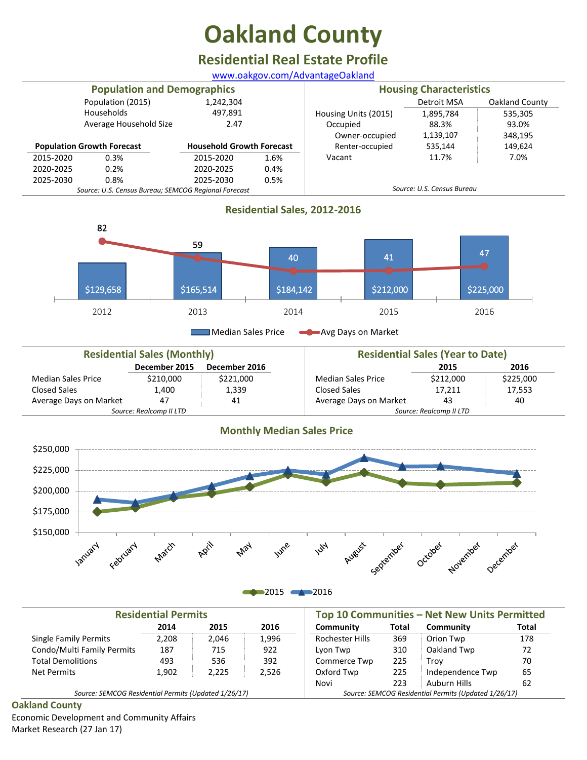# Oakland County

## Residential Real Estate Profile

www.oakgov.com/AdvantageOakland

### Population and Demographics

| | |
|---|---|
| Population (2015) | 1,242,304 |
| Households | 497,891 |
| Average Household Size | 2.47 |

| Population Growth Forecast | |
|---|---|
| 2015-2020 | 0.3% |
| 2020-2025 | 0.2% |
| 2025-2030 | 0.8% |

| Household Growth Forecast | |
|---|---|
| 2015-2020 | 1.6% |
| 2020-2025 | 0.4% |
| 2025-2030 | 0.5% |

*Source: U.S. Census Bureau; SEMCOG Regional Forecast*

### Housing Characteristics

| | Detroit MSA | Oakland County |
|---|---|---|
| Housing Units (2015) | 1,895,784 | 535,305 |
| Occupied | 88.3% | 93.0% |
| Owner-occupied | 1,139,107 | 348,195 |
| Renter-occupied | 535,144 | 149,624 |
| Vacant | 11.7% | 7.0% |

*Source: U.S. Census Bureau*

### Residential Sales, 2012-2016

82
59
40
41
47
$129,658
$165,514
$184,142
$212,000
$225,000
2012
2013
2014
2015
2016

Median Sales Price
Avg Days on Market

### Residential Sales (Monthly)

| | December 2015 | December 2016 |
|---|---|---|
| Median Sales Price | $210,000 | $221,000 |
| Closed Sales | 1,400 | 1,339 |
| Average Days on Market | 47 | 41 |

*Source: Realcomp II LTD*

### Residential Sales (Year to Date)

| | 2015 | 2016 |
|---|---|---|
| Median Sales Price | $212,000 | $225,000 |
| Closed Sales | 17,211 | 17,553 |
| Average Days on Market | 43 | 40 |

*Source: Realcomp II LTD*

### Monthly Median Sales Price

$250,000
$225,000
$200,000
$175,000
$150,000

January
February
March
April
May
June
July
August
September
October
November
December

2015
2016

### Residential Permits

| | 2014 | 2015 | 2016 |
|---|---|---|---|
| Single Family Permits | 2,208 | 2,046 | 1,996 |
| Condo/Multi Family Permits | 187 | 715 | 922 |
| Total Demolitions | 493 | 536 | 392 |
| Net Permits | 1,902 | 2,225 | 2,526 |

*Source: SEMCOG Residential Permits (Updated 1/26/17)*

### Top 10 Communities – Net New Units Permitted

| Community | Total | Community | Total |
|---|---|---|---|
| Rochester Hills | 369 | Orion Twp | 178 |
| Lyon Twp | 310 | Oakland Twp | 72 |
| Commerce Twp | 225 | Troy | 70 |
| Oxford Twp | 225 | Independence Twp | 65 |
| Novi | 223 | Auburn Hills | 62 |

*Source: SEMCOG Residential Permits (Updated 1/26/17)*

**Oakland County**

Economic Development and Community Affairs

Market Research (27 Jan 17)